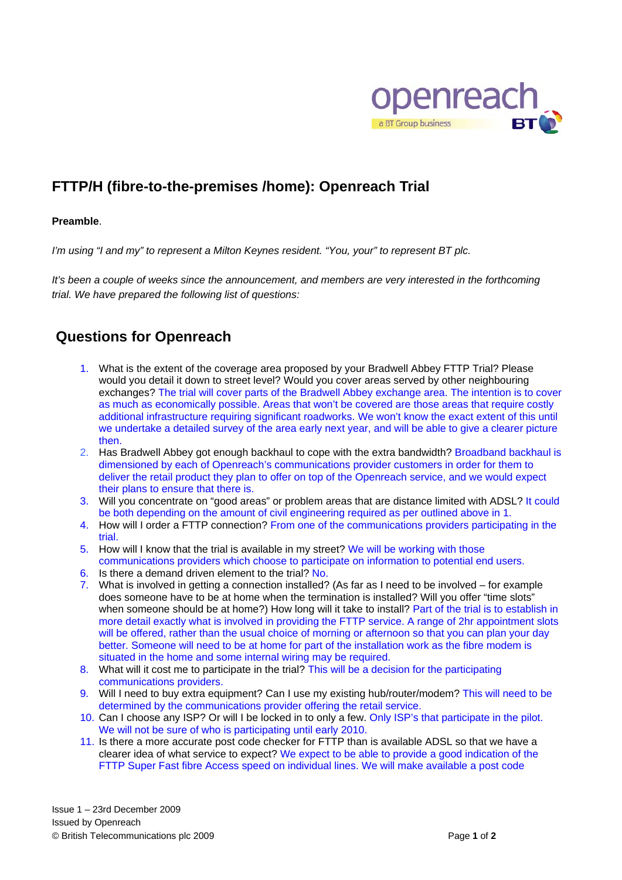# FTTP/H (fibre-to-the-premises /home): Openreach Trial

**Preamble**.

*I'm using "I and my" to represent a Milton Keynes resident. "You, your" to represent BT plc.*

*It's been a couple of weeks since the announcement, and members are very interested in the forthcoming trial. We have prepared the following list of questions:*

## Questions for Openreach

1. What is the extent of the coverage area proposed by your Bradwell Abbey FTTP Trial? Please would you detail it down to street level? Would you cover areas served by other neighbouring exchanges? The trial will cover parts of the Bradwell Abbey exchange area. The intention is to cover as much as economically possible. Areas that won't be covered are those areas that require costly additional infrastructure requiring significant roadworks. We won't know the exact extent of this until we undertake a detailed survey of the area early next year, and will be able to give a clearer picture then.
2. Has Bradwell Abbey got enough backhaul to cope with the extra bandwidth? Broadband backhaul is dimensioned by each of Openreach's communications provider customers in order for them to deliver the retail product they plan to offer on top of the Openreach service, and we would expect their plans to ensure that there is.
3. Will you concentrate on "good areas" or problem areas that are distance limited with ADSL? It could be both depending on the amount of civil engineering required as per outlined above in 1.
4. How will I order a FTTP connection? From one of the communications providers participating in the trial.
5. How will I know that the trial is available in my street? We will be working with those communications providers which choose to participate on information to potential end users.
6. Is there a demand driven element to the trial? No.
7. What is involved in getting a connection installed? (As far as I need to be involved – for example does someone have to be at home when the termination is installed? Will you offer "time slots" when someone should be at home?) How long will it take to install? Part of the trial is to establish in more detail exactly what is involved in providing the FTTP service. A range of 2hr appointment slots will be offered, rather than the usual choice of morning or afternoon so that you can plan your day better. Someone will need to be at home for part of the installation work as the fibre modem is situated in the home and some internal wiring may be required.
8. What will it cost me to participate in the trial? This will be a decision for the participating communications providers.
9. Will I need to buy extra equipment? Can I use my existing hub/router/modem? This will need to be determined by the communications provider offering the retail service.
10. Can I choose any ISP? Or will I be locked in to only a few. Only ISP's that participate in the pilot. We will not be sure of who is participating until early 2010.
11. Is there a more accurate post code checker for FTTP than is available ADSL so that we have a clearer idea of what service to expect? We expect to be able to provide a good indication of the FTTP Super Fast fibre Access speed on individual lines. We will make available a post code

Issue 1 – 23rd December 2009
Issued by Openreach
© British Telecommunications plc 2009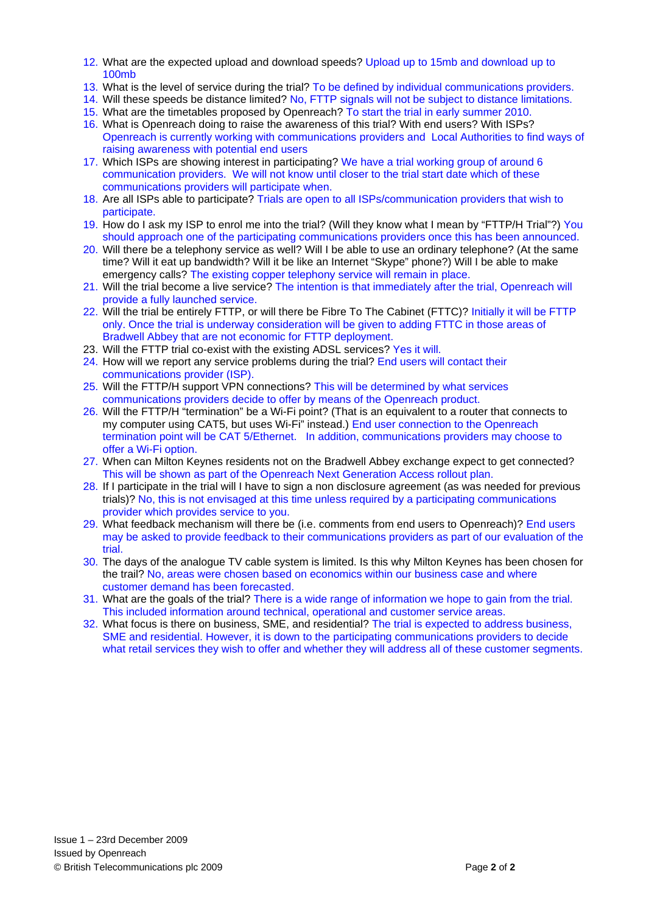12. What are the expected upload and download speeds? Upload up to 15mb and download up to 100mb
13. What is the level of service during the trial? To be defined by individual communications providers.
14. Will these speeds be distance limited? No, FTTP signals will not be subject to distance limitations.
15. What are the timetables proposed by Openreach? To start the trial in early summer 2010.
16. What is Openreach doing to raise the awareness of this trial? With end users? With ISPs? Openreach is currently working with communications providers and Local Authorities to find ways of raising awareness with potential end users
17. Which ISPs are showing interest in participating? We have a trial working group of around 6 communication providers. We will not know until closer to the trial start date which of these communications providers will participate when.
18. Are all ISPs able to participate? Trials are open to all ISPs/communication providers that wish to participate.
19. How do I ask my ISP to enrol me into the trial? (Will they know what I mean by "FTTP/H Trial"?) You should approach one of the participating communications providers once this has been announced.
20. Will there be a telephony service as well? Will I be able to use an ordinary telephone? (At the same time? Will it eat up bandwidth? Will it be like an Internet "Skype" phone?) Will I be able to make emergency calls? The existing copper telephony service will remain in place.
21. Will the trial become a live service? The intention is that immediately after the trial, Openreach will provide a fully launched service.
22. Will the trial be entirely FTTP, or will there be Fibre To The Cabinet (FTTC)? Initially it will be FTTP only. Once the trial is underway consideration will be given to adding FTTC in those areas of Bradwell Abbey that are not economic for FTTP deployment.
23. Will the FTTP trial co-exist with the existing ADSL services? Yes it will.
24. How will we report any service problems during the trial? End users will contact their communications provider (ISP).
25. Will the FTTP/H support VPN connections? This will be determined by what services communications providers decide to offer by means of the Openreach product.
26. Will the FTTP/H "termination" be a Wi-Fi point? (That is an equivalent to a router that connects to my computer using CAT5, but uses Wi-Fi" instead.) End user connection to the Openreach termination point will be CAT 5/Ethernet. In addition, communications providers may choose to offer a Wi-Fi option.
27. When can Milton Keynes residents not on the Bradwell Abbey exchange expect to get connected? This will be shown as part of the Openreach Next Generation Access rollout plan.
28. If I participate in the trial will I have to sign a non disclosure agreement (as was needed for previous trials)? No, this is not envisaged at this time unless required by a participating communications provider which provides service to you.
29. What feedback mechanism will there be (i.e. comments from end users to Openreach)? End users may be asked to provide feedback to their communications providers as part of our evaluation of the trial.
30. The days of the analogue TV cable system is limited. Is this why Milton Keynes has been chosen for the trail? No, areas were chosen based on economics within our business case and where customer demand has been forecasted.
31. What are the goals of the trial? There is a wide range of information we hope to gain from the trial. This included information around technical, operational and customer service areas.
32. What focus is there on business, SME, and residential? The trial is expected to address business, SME and residential. However, it is down to the participating communications providers to decide what retail services they wish to offer and whether they will address all of these customer segments.

Issue 1 – 23rd December 2009
Issued by Openreach
© British Telecommunications plc 2009